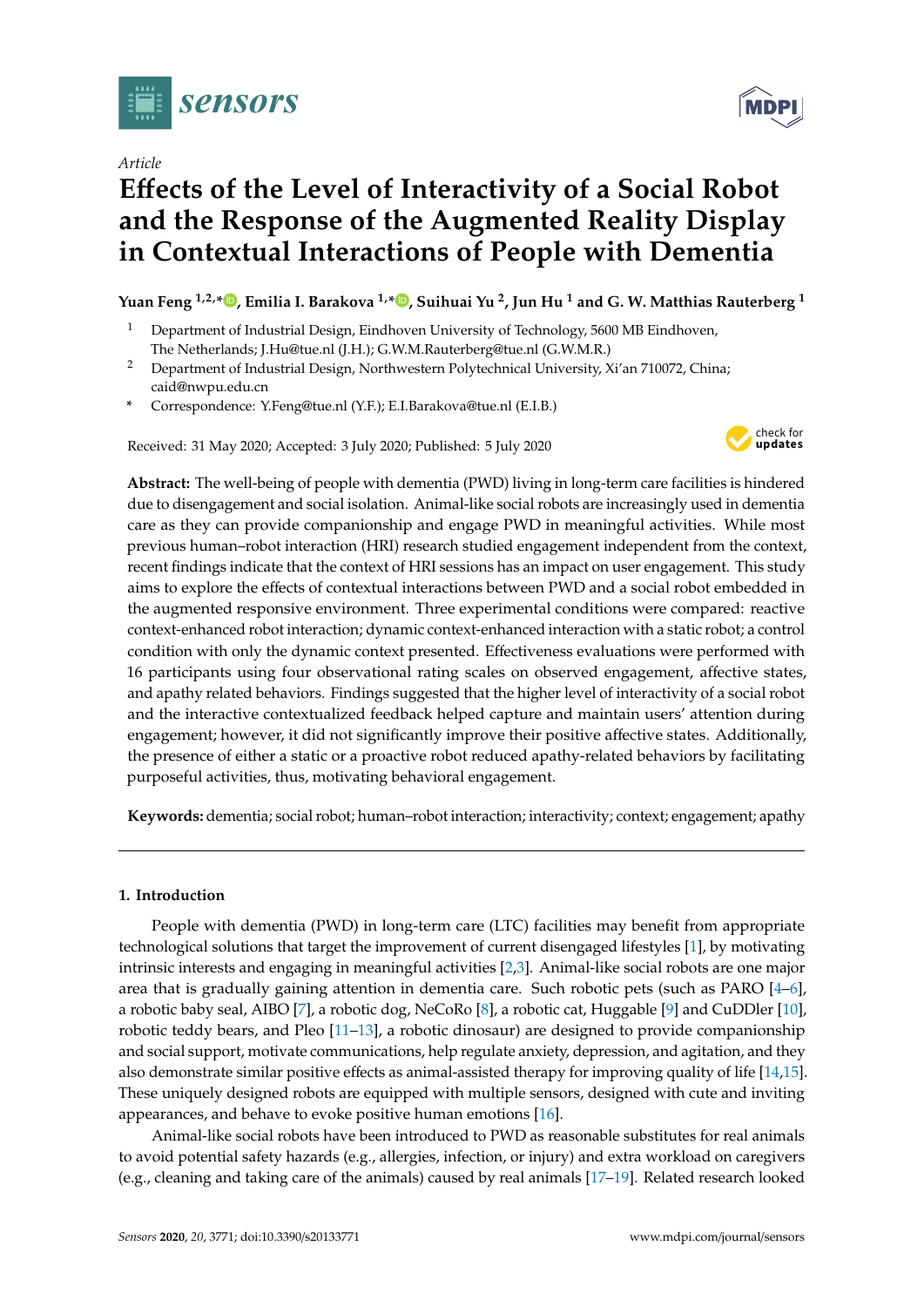*Article*

# Effects of the Level of Interactivity of a Social Robot and the Response of the Augmented Reality Display in Contextual Interactions of People with Dementia

**Yuan Feng [1,2,*], Emilia I. Barakova [1,*], Suihuai Yu [2], Jun Hu [1] and G. W. Matthias Rauterberg [1]**

[1] Department of Industrial Design, Eindhoven University of Technology, 5600 MB Eindhoven, The Netherlands; J.Hu@tue.nl (J.H.); G.W.M.Rauterberg@tue.nl (G.W.M.R.)

[2] Department of Industrial Design, Northwestern Polytechnical University, Xi'an 710072, China; caid@nwpu.edu.cn

\* Correspondence: Y.Feng@tue.nl (Y.F.); E.I.Barakova@tue.nl (E.I.B.)

Received: 31 May 2020; Accepted: 3 July 2020; Published: 5 July 2020

**Abstract:** The well-being of people with dementia (PWD) living in long-term care facilities is hindered due to disengagement and social isolation. Animal-like social robots are increasingly used in dementia care as they can provide companionship and engage PWD in meaningful activities. While most previous human–robot interaction (HRI) research studied engagement independent from the context, recent findings indicate that the context of HRI sessions has an impact on user engagement. This study aims to explore the effects of contextual interactions between PWD and a social robot embedded in the augmented responsive environment. Three experimental conditions were compared: reactive context-enhanced robot interaction; dynamic context-enhanced interaction with a static robot; a control condition with only the dynamic context presented. Effectiveness evaluations were performed with 16 participants using four observational rating scales on observed engagement, affective states, and apathy related behaviors. Findings suggested that the higher level of interactivity of a social robot and the interactive contextualized feedback helped capture and maintain users' attention during engagement; however, it did not significantly improve their positive affective states. Additionally, the presence of either a static or a proactive robot reduced apathy-related behaviors by facilitating purposeful activities, thus, motivating behavioral engagement.

**Keywords:** dementia; social robot; human–robot interaction; interactivity; context; engagement; apathy

## 1. Introduction

People with dementia (PWD) in long-term care (LTC) facilities may benefit from appropriate technological solutions that target the improvement of current disengaged lifestyles [1], by motivating intrinsic interests and engaging in meaningful activities [2,3]. Animal-like social robots are one major area that is gradually gaining attention in dementia care. Such robotic pets (such as PARO [4–6], a robotic baby seal, AIBO [7], a robotic dog, NeCoRo [8], a robotic cat, Huggable [9] and CuDDler [10], robotic teddy bears, and Pleo [11–13], a robotic dinosaur) are designed to provide companionship and social support, motivate communications, help regulate anxiety, depression, and agitation, and they also demonstrate similar positive effects as animal-assisted therapy for improving quality of life [14,15]. These uniquely designed robots are equipped with multiple sensors, designed with cute and inviting appearances, and behave to evoke positive human emotions [16].

Animal-like social robots have been introduced to PWD as reasonable substitutes for real animals to avoid potential safety hazards (e.g., allergies, infection, or injury) and extra workload on caregivers (e.g., cleaning and taking care of the animals) caused by real animals [17–19]. Related research looked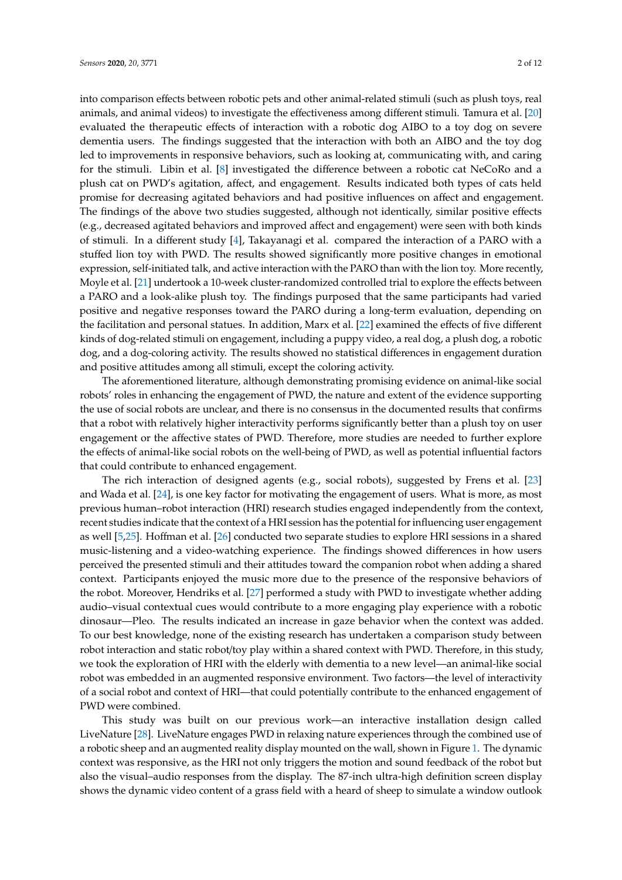into comparison effects between robotic pets and other animal-related stimuli (such as plush toys, real animals, and animal videos) to investigate the effectiveness among different stimuli. Tamura et al. [20] evaluated the therapeutic effects of interaction with a robotic dog AIBO to a toy dog on severe dementia users. The findings suggested that the interaction with both an AIBO and the toy dog led to improvements in responsive behaviors, such as looking at, communicating with, and caring for the stimuli. Libin et al. [8] investigated the difference between a robotic cat NeCoRo and a plush cat on PWD's agitation, affect, and engagement. Results indicated both types of cats held promise for decreasing agitated behaviors and had positive influences on affect and engagement. The findings of the above two studies suggested, although not identically, similar positive effects (e.g., decreased agitated behaviors and improved affect and engagement) were seen with both kinds of stimuli. In a different study [4], Takayanagi et al. compared the interaction of a PARO with a stuffed lion toy with PWD. The results showed significantly more positive changes in emotional expression, self-initiated talk, and active interaction with the PARO than with the lion toy. More recently, Moyle et al. [21] undertook a 10-week cluster-randomized controlled trial to explore the effects between a PARO and a look-alike plush toy. The findings purposed that the same participants had varied positive and negative responses toward the PARO during a long-term evaluation, depending on the facilitation and personal statues. In addition, Marx et al. [22] examined the effects of five different kinds of dog-related stimuli on engagement, including a puppy video, a real dog, a plush dog, a robotic dog, and a dog-coloring activity. The results showed no statistical differences in engagement duration and positive attitudes among all stimuli, except the coloring activity.

The aforementioned literature, although demonstrating promising evidence on animal-like social robots' roles in enhancing the engagement of PWD, the nature and extent of the evidence supporting the use of social robots are unclear, and there is no consensus in the documented results that confirms that a robot with relatively higher interactivity performs significantly better than a plush toy on user engagement or the affective states of PWD. Therefore, more studies are needed to further explore the effects of animal-like social robots on the well-being of PWD, as well as potential influential factors that could contribute to enhanced engagement.

The rich interaction of designed agents (e.g., social robots), suggested by Frens et al. [23] and Wada et al. [24], is one key factor for motivating the engagement of users. What is more, as most previous human–robot interaction (HRI) research studies engaged independently from the context, recent studies indicate that the context of a HRI session has the potential for influencing user engagement as well [5,25]. Hoffman et al. [26] conducted two separate studies to explore HRI sessions in a shared music-listening and a video-watching experience. The findings showed differences in how users perceived the presented stimuli and their attitudes toward the companion robot when adding a shared context. Participants enjoyed the music more due to the presence of the responsive behaviors of the robot. Moreover, Hendriks et al. [27] performed a study with PWD to investigate whether adding audio–visual contextual cues would contribute to a more engaging play experience with a robotic dinosaur—Pleo. The results indicated an increase in gaze behavior when the context was added. To our best knowledge, none of the existing research has undertaken a comparison study between robot interaction and static robot/toy play within a shared context with PWD. Therefore, in this study, we took the exploration of HRI with the elderly with dementia to a new level—an animal-like social robot was embedded in an augmented responsive environment. Two factors—the level of interactivity of a social robot and context of HRI—that could potentially contribute to the enhanced engagement of PWD were combined.

This study was built on our previous work—an interactive installation design called LiveNature [28]. LiveNature engages PWD in relaxing nature experiences through the combined use of a robotic sheep and an augmented reality display mounted on the wall, shown in Figure 1. The dynamic context was responsive, as the HRI not only triggers the motion and sound feedback of the robot but also the visual–audio responses from the display. The 87-inch ultra-high definition screen display shows the dynamic video content of a grass field with a heard of sheep to simulate a window outlook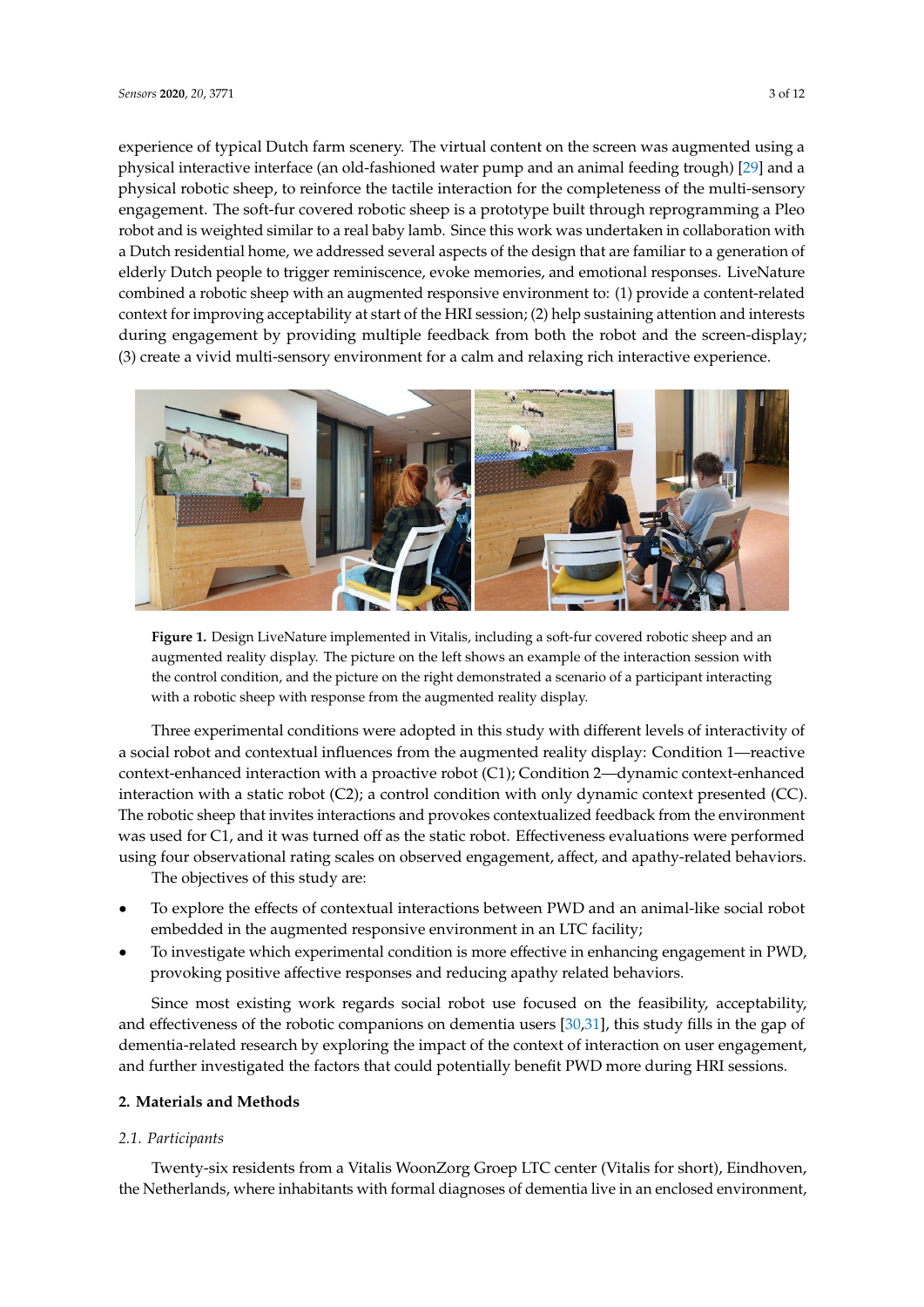experience of typical Dutch farm scenery. The virtual content on the screen was augmented using a physical interactive interface (an old-fashioned water pump and an animal feeding trough) [29] and a physical robotic sheep, to reinforce the tactile interaction for the completeness of the multi-sensory engagement. The soft-fur covered robotic sheep is a prototype built through reprogramming a Pleo robot and is weighted similar to a real baby lamb. Since this work was undertaken in collaboration with a Dutch residential home, we addressed several aspects of the design that are familiar to a generation of elderly Dutch people to trigger reminiscence, evoke memories, and emotional responses. LiveNature combined a robotic sheep with an augmented responsive environment to: (1) provide a content-related context for improving acceptability at start of the HRI session; (2) help sustaining attention and interests during engagement by providing multiple feedback from both the robot and the screen-display; (3) create a vivid multi-sensory environment for a calm and relaxing rich interactive experience.

**Figure 1.** Design LiveNature implemented in Vitalis, including a soft-fur covered robotic sheep and an augmented reality display. The picture on the left shows an example of the interaction session with the control condition, and the picture on the right demonstrated a scenario of a participant interacting with a robotic sheep with response from the augmented reality display.

Three experimental conditions were adopted in this study with different levels of interactivity of a social robot and contextual influences from the augmented reality display: Condition 1—reactive context-enhanced interaction with a proactive robot (C1); Condition 2—dynamic context-enhanced interaction with a static robot (C2); a control condition with only dynamic context presented (CC). The robotic sheep that invites interactions and provokes contextualized feedback from the environment was used for C1, and it was turned off as the static robot. Effectiveness evaluations were performed using four observational rating scales on observed engagement, affect, and apathy-related behaviors.

The objectives of this study are:

- To explore the effects of contextual interactions between PWD and an animal-like social robot embedded in the augmented responsive environment in an LTC facility;
- To investigate which experimental condition is more effective in enhancing engagement in PWD, provoking positive affective responses and reducing apathy related behaviors.

Since most existing work regards social robot use focused on the feasibility, acceptability, and effectiveness of the robotic companions on dementia users [30,31], this study fills in the gap of dementia-related research by exploring the impact of the context of interaction on user engagement, and further investigated the factors that could potentially benefit PWD more during HRI sessions.

## 2. Materials and Methods

### 2.1. Participants

Twenty-six residents from a Vitalis WoonZorg Groep LTC center (Vitalis for short), Eindhoven, the Netherlands, where inhabitants with formal diagnoses of dementia live in an enclosed environment,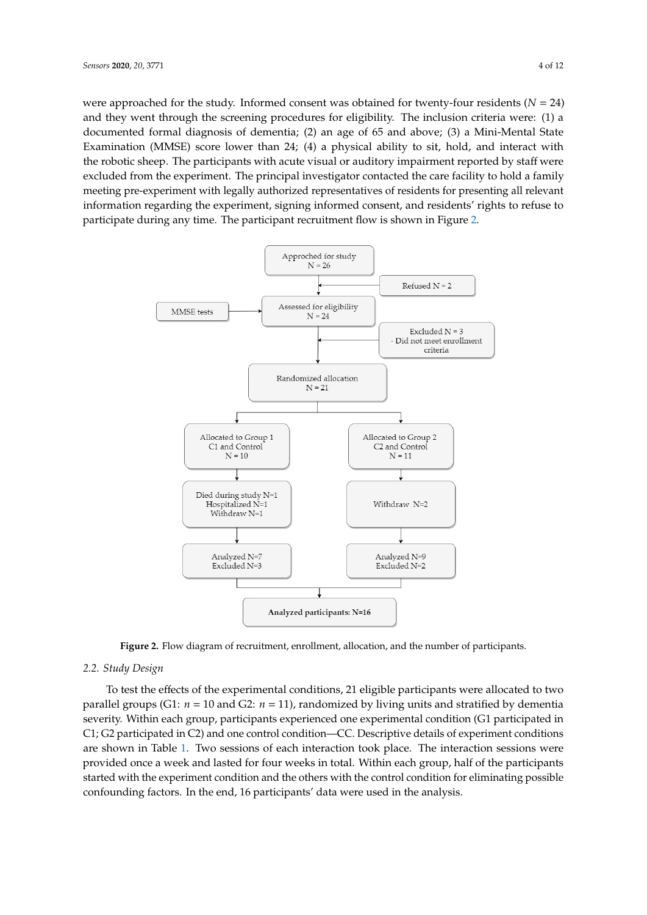were approached for the study. Informed consent was obtained for twenty-four residents ($N$ = 24) and they went through the screening procedures for eligibility. The inclusion criteria were: (1) a documented formal diagnosis of dementia; (2) an age of 65 and above; (3) a Mini-Mental State Examination (MMSE) score lower than 24; (4) a physical ability to sit, hold, and interact with the robotic sheep. The participants with acute visual or auditory impairment reported by staff were excluded from the experiment. The principal investigator contacted the care facility to hold a family meeting pre-experiment with legally authorized representatives of residents for presenting all relevant information regarding the experiment, signing informed consent, and residents' rights to refuse to participate during any time. The participant recruitment flow is shown in Figure 2.

Approched for study
N = 26

Refused N = 2

MMSE tests

Assessed for eligibility
N = 24

Excluded N = 3
- Did not meet enrollment criteria

Randomized allocation
N = 21

Allocated to Group 1
C1 and Control
N = 10

Allocated to Group 2
C2 and Control
N = 11

Died during study N=1
Hospitalized N=1
Withdraw N=1

Withdraw N=2

Analyzed N=7
Excluded N=3

Analyzed N=9
Excluded N=2

**Analyzed participants: N=16**

**Figure 2.** Flow diagram of recruitment, enrollment, allocation, and the number of participants.

### *2.2. Study Design*

To test the effects of the experimental conditions, 21 eligible participants were allocated to two parallel groups (G1: $n$ = 10 and G2: $n$ = 11), randomized by living units and stratified by dementia severity. Within each group, participants experienced one experimental condition (G1 participated in C1; G2 participated in C2) and one control condition—CC. Descriptive details of experiment conditions are shown in Table 1. Two sessions of each interaction took place. The interaction sessions were provided once a week and lasted for four weeks in total. Within each group, half of the participants started with the experiment condition and the others with the control condition for eliminating possible confounding factors. In the end, 16 participants' data were used in the analysis.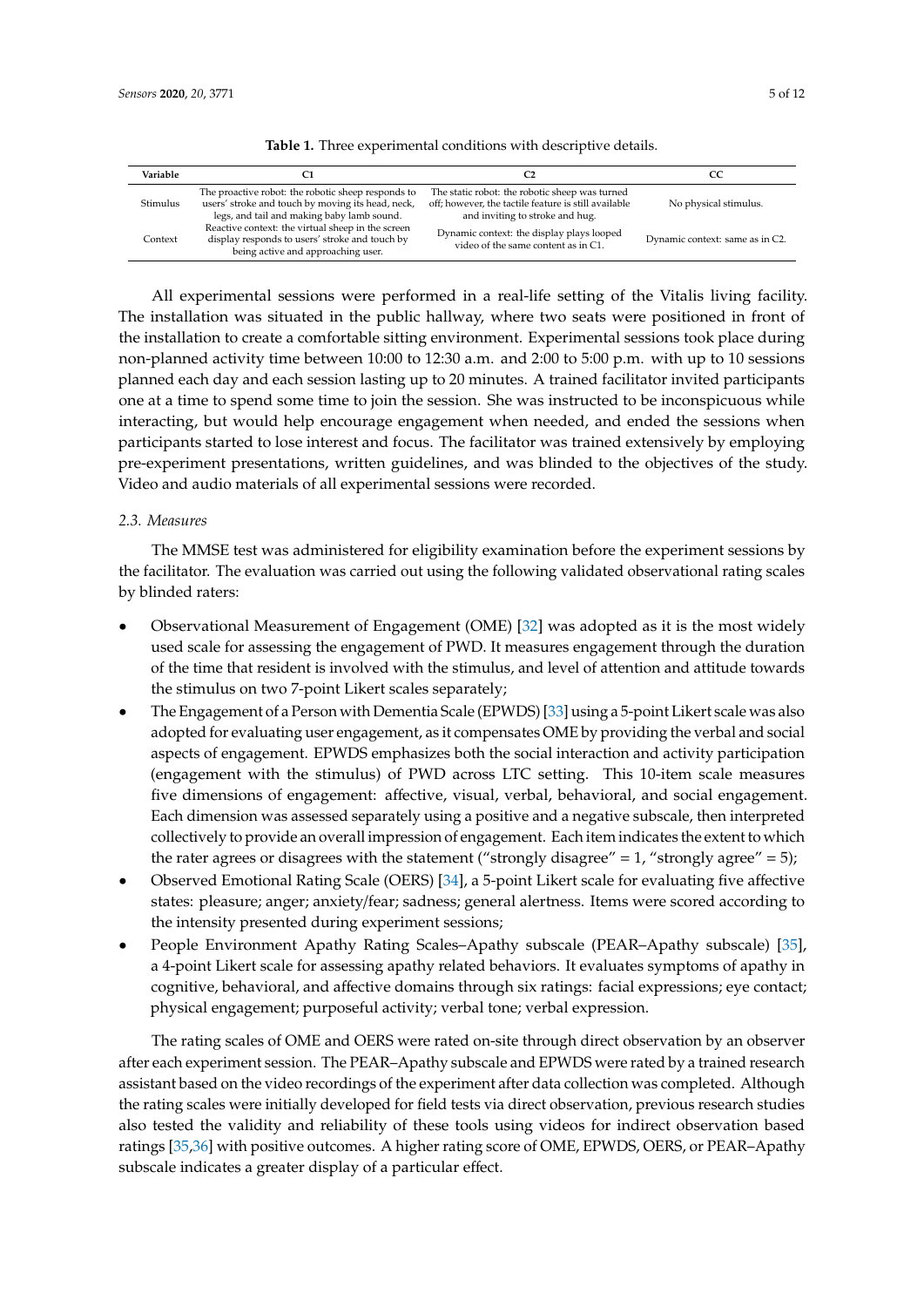**Table 1.** Three experimental conditions with descriptive details.

| Variable | C1 | C2 | CC |
|---|---|---|---|
| Stimulus | The proactive robot: the robotic sheep responds to users' stroke and touch by moving its head, neck, legs, and tail and making baby lamb sound. | The static robot: the robotic sheep was turned off; however, the tactile feature is still available and inviting to stroke and hug. | No physical stimulus. |
| Context | Reactive context: the virtual sheep in the screen display responds to users' stroke and touch by being active and approaching user. | Dynamic context: the display plays looped video of the same content as in C1. | Dynamic context: same as in C2. |

All experimental sessions were performed in a real-life setting of the Vitalis living facility. The installation was situated in the public hallway, where two seats were positioned in front of the installation to create a comfortable sitting environment. Experimental sessions took place during non-planned activity time between 10:00 to 12:30 a.m. and 2:00 to 5:00 p.m. with up to 10 sessions planned each day and each session lasting up to 20 minutes. A trained facilitator invited participants one at a time to spend some time to join the session. She was instructed to be inconspicuous while interacting, but would help encourage engagement when needed, and ended the sessions when participants started to lose interest and focus. The facilitator was trained extensively by employing pre-experiment presentations, written guidelines, and was blinded to the objectives of the study. Video and audio materials of all experimental sessions were recorded.

### *2.3. Measures*

The MMSE test was administered for eligibility examination before the experiment sessions by the facilitator. The evaluation was carried out using the following validated observational rating scales by blinded raters:

- Observational Measurement of Engagement (OME) [32] was adopted as it is the most widely used scale for assessing the engagement of PWD. It measures engagement through the duration of the time that resident is involved with the stimulus, and level of attention and attitude towards the stimulus on two 7-point Likert scales separately;
- The Engagement of a Person with Dementia Scale (EPWDS) [33] using a 5-point Likert scale was also adopted for evaluating user engagement, as it compensates OME by providing the verbal and social aspects of engagement. EPWDS emphasizes both the social interaction and activity participation (engagement with the stimulus) of PWD across LTC setting. This 10-item scale measures five dimensions of engagement: affective, visual, verbal, behavioral, and social engagement. Each dimension was assessed separately using a positive and a negative subscale, then interpreted collectively to provide an overall impression of engagement. Each item indicates the extent to which the rater agrees or disagrees with the statement ("strongly disagree" = 1, "strongly agree" = 5);
- Observed Emotional Rating Scale (OERS) [34], a 5-point Likert scale for evaluating five affective states: pleasure; anger; anxiety/fear; sadness; general alertness. Items were scored according to the intensity presented during experiment sessions;
- People Environment Apathy Rating Scales–Apathy subscale (PEAR–Apathy subscale) [35], a 4-point Likert scale for assessing apathy related behaviors. It evaluates symptoms of apathy in cognitive, behavioral, and affective domains through six ratings: facial expressions; eye contact; physical engagement; purposeful activity; verbal tone; verbal expression.

The rating scales of OME and OERS were rated on-site through direct observation by an observer after each experiment session. The PEAR–Apathy subscale and EPWDS were rated by a trained research assistant based on the video recordings of the experiment after data collection was completed. Although the rating scales were initially developed for field tests via direct observation, previous research studies also tested the validity and reliability of these tools using videos for indirect observation based ratings [35,36] with positive outcomes. A higher rating score of OME, EPWDS, OERS, or PEAR–Apathy subscale indicates a greater display of a particular effect.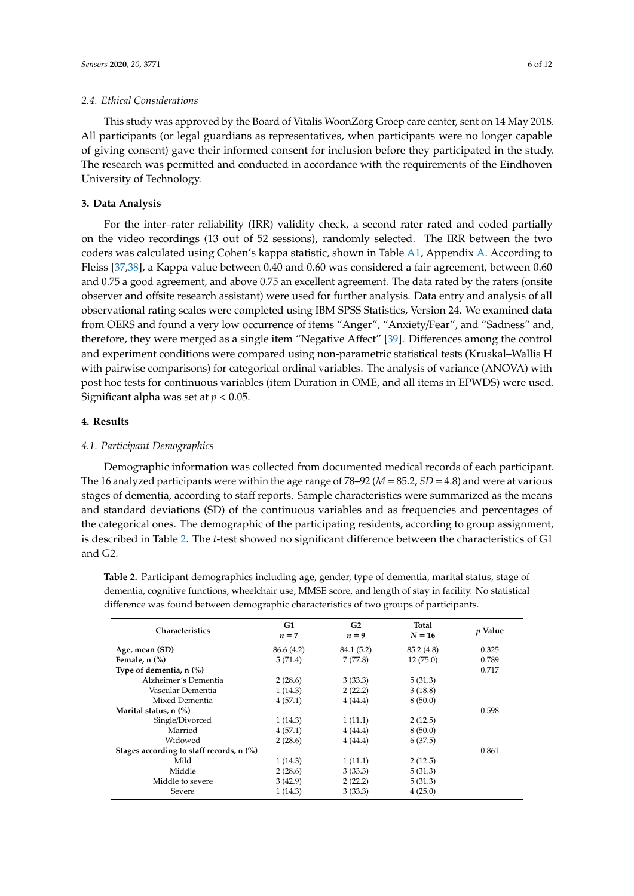### 2.4. Ethical Considerations

This study was approved by the Board of Vitalis WoonZorg Groep care center, sent on 14 May 2018. All participants (or legal guardians as representatives, when participants were no longer capable of giving consent) gave their informed consent for inclusion before they participated in the study. The research was permitted and conducted in accordance with the requirements of the Eindhoven University of Technology.

## 3. Data Analysis

For the inter–rater reliability (IRR) validity check, a second rater rated and coded partially on the video recordings (13 out of 52 sessions), randomly selected. The IRR between the two coders was calculated using Cohen's kappa statistic, shown in Table A1, Appendix A. According to Fleiss [37,38], a Kappa value between 0.40 and 0.60 was considered a fair agreement, between 0.60 and 0.75 a good agreement, and above 0.75 an excellent agreement. The data rated by the raters (onsite observer and offsite research assistant) were used for further analysis. Data entry and analysis of all observational rating scales were completed using IBM SPSS Statistics, Version 24. We examined data from OERS and found a very low occurrence of items "Anger", "Anxiety/Fear", and "Sadness" and, therefore, they were merged as a single item "Negative Affect" [39]. Differences among the control and experiment conditions were compared using non-parametric statistical tests (Kruskal–Wallis H with pairwise comparisons) for categorical ordinal variables. The analysis of variance (ANOVA) with post hoc tests for continuous variables (item Duration in OME, and all items in EPWDS) were used. Significant alpha was set at $p < 0.05$.

## 4. Results

### 4.1. Participant Demographics

Demographic information was collected from documented medical records of each participant. The 16 analyzed participants were within the age range of 78–92 ($M = 85.2$, $SD = 4.8$) and were at various stages of dementia, according to staff reports. Sample characteristics were summarized as the means and standard deviations (SD) of the continuous variables and as frequencies and percentages of the categorical ones. The demographic of the participating residents, according to group assignment, is described in Table 2. The *t*-test showed no significant difference between the characteristics of G1 and G2.

**Table 2.** Participant demographics including age, gender, type of dementia, marital status, stage of dementia, cognitive functions, wheelchair use, MMSE score, and length of stay in facility. No statistical difference was found between demographic characteristics of two groups of participants.

| Characteristics | G1 $n = 7$ | G2 $n = 9$ | Total $N = 16$ | *p* Value |
|---|---|---|---|---|
| **Age, mean (SD)** | 86.6 (4.2) | 84.1 (5.2) | 85.2 (4.8) | 0.325 |
| **Female, n (%)** | 5 (71.4) | 7 (77.8) | 12 (75.0) | 0.789 |
| **Type of dementia, n (%)** | | | | 0.717 |
| Alzheimer's Dementia | 2 (28.6) | 3 (33.3) | 5 (31.3) | |
| Vascular Dementia | 1 (14.3) | 2 (22.2) | 3 (18.8) | |
| Mixed Dementia | 4 (57.1) | 4 (44.4) | 8 (50.0) | |
| **Marital status, n (%)** | | | | 0.598 |
| Single/Divorced | 1 (14.3) | 1 (11.1) | 2 (12.5) | |
| Married | 4 (57.1) | 4 (44.4) | 8 (50.0) | |
| Widowed | 2 (28.6) | 4 (44.4) | 6 (37.5) | |
| **Stages according to staff records, n (%)** | | | | 0.861 |
| Mild | 1 (14.3) | 1 (11.1) | 2 (12.5) | |
| Middle | 2 (28.6) | 3 (33.3) | 5 (31.3) | |
| Middle to severe | 3 (42.9) | 2 (22.2) | 5 (31.3) | |
| Severe | 1 (14.3) | 3 (33.3) | 4 (25.0) | |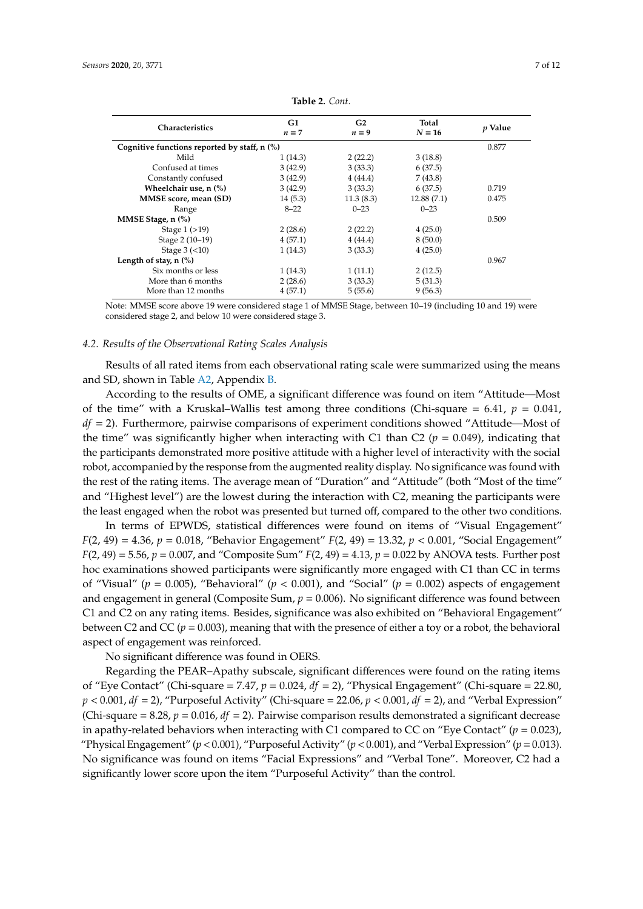**Table 2.** *Cont.*

| Characteristics | G1 $n = 7$ | G2 $n = 9$ | Total $N = 16$ | $p$ Value |
|---|---|---|---|---|
| **Cognitive functions reported by staff, n (%)** | | | | 0.877 |
| Mild | 1 (14.3) | 2 (22.2) | 3 (18.8) | |
| Confused at times | 3 (42.9) | 3 (33.3) | 6 (37.5) | |
| Constantly confused | 3 (42.9) | 4 (44.4) | 7 (43.8) | |
| **Wheelchair use, n (%)** | 3 (42.9) | 3 (33.3) | 6 (37.5) | 0.719 |
| **MMSE score, mean (SD)** | 14 (5.3) | 11.3 (8.3) | 12.88 (7.1) | 0.475 |
| Range | 8–22 | 0–23 | 0–23 | |
| **MMSE Stage, n (%)** | | | | 0.509 |
| Stage 1 (>19) | 2 (28.6) | 2 (22.2) | 4 (25.0) | |
| Stage 2 (10–19) | 4 (57.1) | 4 (44.4) | 8 (50.0) | |
| Stage 3 (<10) | 1 (14.3) | 3 (33.3) | 4 (25.0) | |
| **Length of stay, n (%)** | | | | 0.967 |
| Six months or less | 1 (14.3) | 1 (11.1) | 2 (12.5) | |
| More than 6 months | 2 (28.6) | 3 (33.3) | 5 (31.3) | |
| More than 12 months | 4 (57.1) | 5 (55.6) | 9 (56.3) | |

Note: MMSE score above 19 were considered stage 1 of MMSE Stage, between 10–19 (including 10 and 19) were considered stage 2, and below 10 were considered stage 3.

### *4.2. Results of the Observational Rating Scales Analysis*

Results of all rated items from each observational rating scale were summarized using the means and SD, shown in Table A2, Appendix B.

According to the results of OME, a significant difference was found on item "Attitude—Most of the time" with a Kruskal–Wallis test among three conditions (Chi-square = 6.41, $p$ = 0.041, $df$ = 2). Furthermore, pairwise comparisons of experiment conditions showed "Attitude—Most of the time" was significantly higher when interacting with C1 than C2 ($p$ = 0.049), indicating that the participants demonstrated more positive attitude with a higher level of interactivity with the social robot, accompanied by the response from the augmented reality display. No significance was found with the rest of the rating items. The average mean of "Duration" and "Attitude" (both "Most of the time" and "Highest level") are the lowest during the interaction with C2, meaning the participants were the least engaged when the robot was presented but turned off, compared to the other two conditions.

In terms of EPWDS, statistical differences were found on items of "Visual Engagement" $F(2, 49) = 4.36$, $p$ = 0.018, "Behavior Engagement" $F(2, 49) = 13.32$, $p$ < 0.001, "Social Engagement" $F(2, 49) = 5.56$, $p$ = 0.007, and "Composite Sum" $F(2, 49) = 4.13$, $p$ = 0.022 by ANOVA tests. Further post hoc examinations showed participants were significantly more engaged with C1 than CC in terms of "Visual" ($p$ = 0.005), "Behavioral" ($p$ < 0.001), and "Social" ($p$ = 0.002) aspects of engagement and engagement in general (Composite Sum, $p$ = 0.006). No significant difference was found between C1 and C2 on any rating items. Besides, significance was also exhibited on "Behavioral Engagement" between C2 and CC ($p$ = 0.003), meaning that with the presence of either a toy or a robot, the behavioral aspect of engagement was reinforced.

No significant difference was found in OERS.

Regarding the PEAR–Apathy subscale, significant differences were found on the rating items of "Eye Contact" (Chi-square = 7.47, $p$ = 0.024, $df$ = 2), "Physical Engagement" (Chi-square = 22.80, $p$ < 0.001, $df$ = 2), "Purposeful Activity" (Chi-square = 22.06, $p$ < 0.001, $df$ = 2), and "Verbal Expression" (Chi-square = 8.28, $p$ = 0.016, $df$ = 2). Pairwise comparison results demonstrated a significant decrease in apathy-related behaviors when interacting with C1 compared to CC on "Eye Contact" ($p$ = 0.023), "Physical Engagement" ($p$ < 0.001), "Purposeful Activity" ($p$ < 0.001), and "Verbal Expression" ($p$ = 0.013). No significance was found on items "Facial Expressions" and "Verbal Tone". Moreover, C2 had a significantly lower score upon the item "Purposeful Activity" than the control.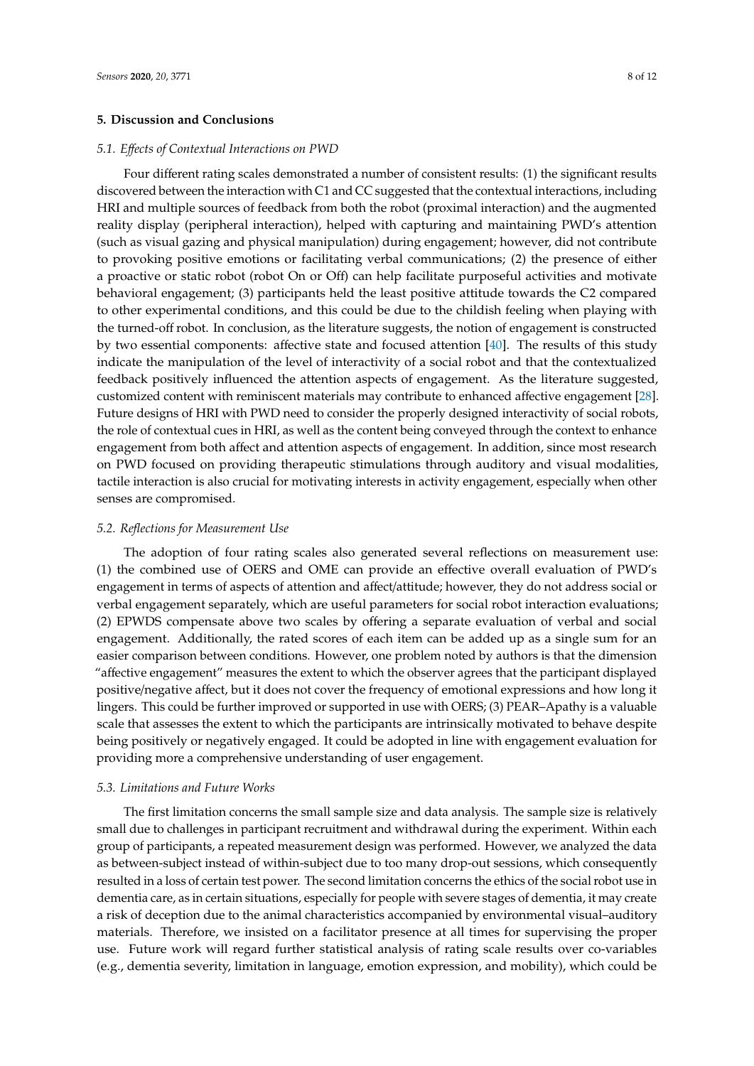## 5. Discussion and Conclusions

### 5.1. *Effects of Contextual Interactions on PWD*

Four different rating scales demonstrated a number of consistent results: (1) the significant results discovered between the interaction with C1 and CC suggested that the contextual interactions, including HRI and multiple sources of feedback from both the robot (proximal interaction) and the augmented reality display (peripheral interaction), helped with capturing and maintaining PWD's attention (such as visual gazing and physical manipulation) during engagement; however, did not contribute to provoking positive emotions or facilitating verbal communications; (2) the presence of either a proactive or static robot (robot On or Off) can help facilitate purposeful activities and motivate behavioral engagement; (3) participants held the least positive attitude towards the C2 compared to other experimental conditions, and this could be due to the childish feeling when playing with the turned-off robot. In conclusion, as the literature suggests, the notion of engagement is constructed by two essential components: affective state and focused attention [40]. The results of this study indicate the manipulation of the level of interactivity of a social robot and that the contextualized feedback positively influenced the attention aspects of engagement. As the literature suggested, customized content with reminiscent materials may contribute to enhanced affective engagement [28]. Future designs of HRI with PWD need to consider the properly designed interactivity of social robots, the role of contextual cues in HRI, as well as the content being conveyed through the context to enhance engagement from both affect and attention aspects of engagement. In addition, since most research on PWD focused on providing therapeutic stimulations through auditory and visual modalities, tactile interaction is also crucial for motivating interests in activity engagement, especially when other senses are compromised.

### 5.2. *Reflections for Measurement Use*

The adoption of four rating scales also generated several reflections on measurement use: (1) the combined use of OERS and OME can provide an effective overall evaluation of PWD's engagement in terms of aspects of attention and affect/attitude; however, they do not address social or verbal engagement separately, which are useful parameters for social robot interaction evaluations; (2) EPWDS compensate above two scales by offering a separate evaluation of verbal and social engagement. Additionally, the rated scores of each item can be added up as a single sum for an easier comparison between conditions. However, one problem noted by authors is that the dimension "affective engagement" measures the extent to which the observer agrees that the participant displayed positive/negative affect, but it does not cover the frequency of emotional expressions and how long it lingers. This could be further improved or supported in use with OERS; (3) PEAR–Apathy is a valuable scale that assesses the extent to which the participants are intrinsically motivated to behave despite being positively or negatively engaged. It could be adopted in line with engagement evaluation for providing more a comprehensive understanding of user engagement.

### 5.3. *Limitations and Future Works*

The first limitation concerns the small sample size and data analysis. The sample size is relatively small due to challenges in participant recruitment and withdrawal during the experiment. Within each group of participants, a repeated measurement design was performed. However, we analyzed the data as between-subject instead of within-subject due to too many drop-out sessions, which consequently resulted in a loss of certain test power. The second limitation concerns the ethics of the social robot use in dementia care, as in certain situations, especially for people with severe stages of dementia, it may create a risk of deception due to the animal characteristics accompanied by environmental visual–auditory materials. Therefore, we insisted on a facilitator presence at all times for supervising the proper use. Future work will regard further statistical analysis of rating scale results over co-variables (e.g., dementia severity, limitation in language, emotion expression, and mobility), which could be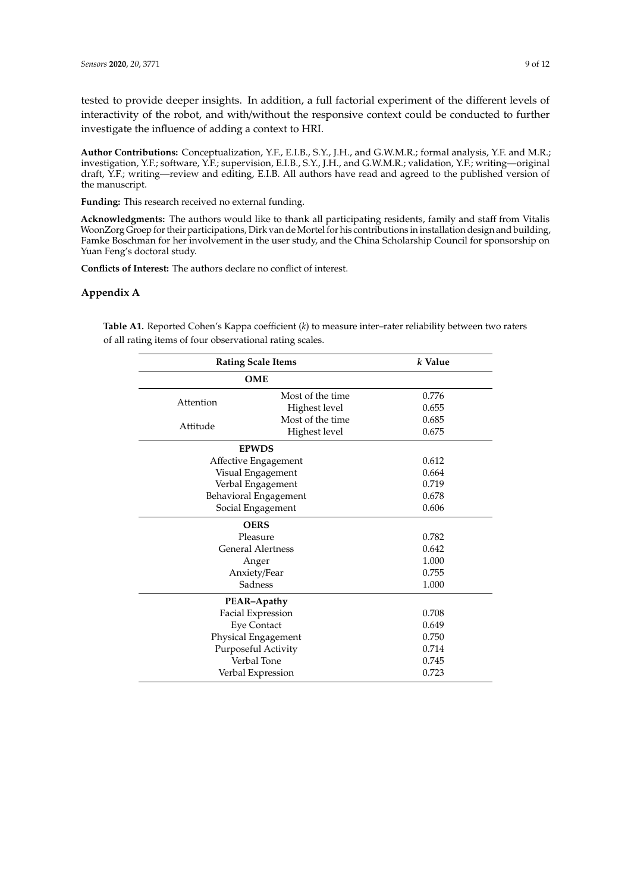tested to provide deeper insights. In addition, a full factorial experiment of the different levels of interactivity of the robot, and with/without the responsive context could be conducted to further investigate the influence of adding a context to HRI.

**Author Contributions:** Conceptualization, Y.F., E.I.B., S.Y., J.H., and G.W.M.R.; formal analysis, Y.F. and M.R.; investigation, Y.F.; software, Y.F.; supervision, E.I.B., S.Y., J.H., and G.W.M.R.; validation, Y.F.; writing—original draft, Y.F.; writing—review and editing, E.I.B. All authors have read and agreed to the published version of the manuscript.

**Funding:** This research received no external funding.

**Acknowledgments:** The authors would like to thank all participating residents, family and staff from Vitalis WoonZorg Groep for their participations, Dirk van de Mortel for his contributions in installation design and building, Famke Boschman for her involvement in the user study, and the China Scholarship Council for sponsorship on Yuan Feng's doctoral study.

**Conflicts of Interest:** The authors declare no conflict of interest.

## Appendix A

**Table A1.** Reported Cohen's Kappa coefficient (*k*) to measure inter–rater reliability between two raters of all rating items of four observational rating scales.

| Rating Scale Items | | *k* Value |
|---|---|---|
| **OME** | | |
| Attention | Most of the time | 0.776 |
| | Highest level | 0.655 |
| Attitude | Most of the time | 0.685 |
| | Highest level | 0.675 |
| **EPWDS** | | |
| Affective Engagement | | 0.612 |
| Visual Engagement | | 0.664 |
| Verbal Engagement | | 0.719 |
| Behavioral Engagement | | 0.678 |
| Social Engagement | | 0.606 |
| **OERS** | | |
| Pleasure | | 0.782 |
| General Alertness | | 0.642 |
| Anger | | 1.000 |
| Anxiety/Fear | | 0.755 |
| Sadness | | 1.000 |
| **PEAR–Apathy** | | |
| Facial Expression | | 0.708 |
| Eye Contact | | 0.649 |
| Physical Engagement | | 0.750 |
| Purposeful Activity | | 0.714 |
| Verbal Tone | | 0.745 |
| Verbal Expression | | 0.723 |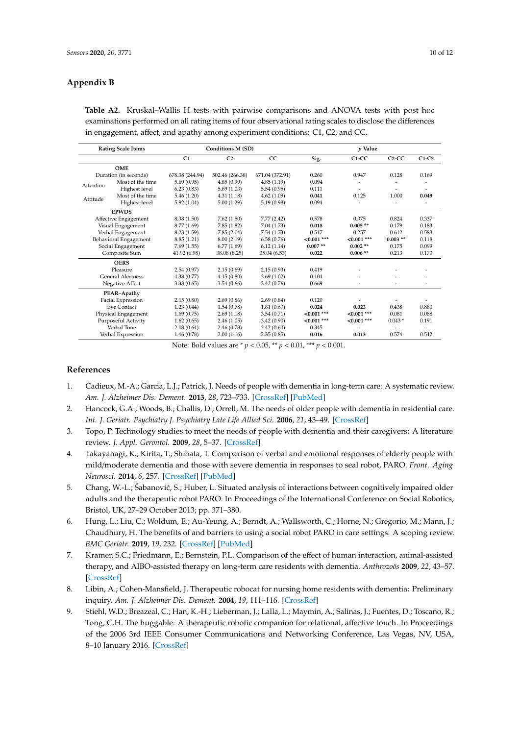## Appendix B

**Table A2.** Kruskal–Wallis H tests with pairwise comparisons and ANOVA tests with post hoc examinations performed on all rating items of four observational rating scales to disclose the differences in engagement, affect, and apathy among experiment conditions: C1, C2, and CC.

| Rating Scale Items | | Conditions M (SD) | | | *p* Value | | | |
|---|---|---|---|---|---|---|---|---|
| | | C1 | C2 | CC | Sig. | C1-CC | C2-CC | C1-C2 |
| **OME** | | | | | | | | |
| Duration (in seconds) | | 678.38 (244.94) | 502.46 (266.38) | 671.04 (372.91) | 0.260 | 0.947 | 0.128 | 0.169 |
| Attention | Most of the time | 5.69 (0.95) | 4.85 (0.99) | 4.85 (1.19) | 0.094 | - | - | - |
| | Highest level | 6.23 (0.83) | 5.69 (1.03) | 5.54 (0.95) | 0.111 | - | - | - |
| Attitude | Most of the time | 5.46 (1.20) | 4.31 (1.18) | 4.62 (1.09) | **0.041** | 0.125 | 1.000 | **0.049** |
| | Highest level | 5.92 (1.04) | 5.00 (1.29) | 5.19 (0.98) | 0.094 | - | - | - |
| **EPWDS** | | | | | | | | |
| Affective Engagement | | 8.38 (1.50) | 7.62 (1.50) | 7.77 (2.42) | 0.578 | 0.375 | 0.824 | 0.337 |
| Visual Engagement | | 8.77 (1.69) | 7.85 (1.82) | 7.04 (1.73) | **0.018** | **0.005 \*\*** | 0.179 | 0.183 |
| Verbal Engagement | | 8.23 (1.59) | 7.85 (2.04) | 7.54 (1.73) | 0.517 | 0.257 | 0.612 | 0.583 |
| Behavioral Engagement | | 8.85 (1.21) | 8.00 (2.19) | 6.58 (0.76) | **<0.001 \*\*\*** | **<0.001 \*\*\*** | **0.003 \*\*** | 0.118 |
| Social Engagement | | 7.69 (1.55) | 6.77 (1.69) | 6.12 (1.14) | **0.007 \*\*** | **0.002 \*\*** | 0.175 | 0.099 |
| Composite Sum | | 41.92 (6.98) | 38.08 (8.25) | 35.04 (6.53) | **0.022** | **0.006 \*\*** | 0.213 | 0.173 |
| **OERS** | | | | | | | | |
| Pleasure | | 2.54 (0.97) | 2.15 (0.69) | 2.15 (0.93) | 0.419 | - | - | - |
| General Alertness | | 4.38 (0.77) | 4.15 (0.80) | 3.69 (1.02) | 0.104 | - | - | - |
| Negative Affect | | 3.38 (0.65) | 3.54 (0.66) | 3.42 (0.76) | 0.669 | - | - | - |
| **PEAR–Apathy** | | | | | | | | |
| Facial Expression | | 2.15 (0.80) | 2.69 (0.86) | 2.69 (0.84) | 0.120 | - | - | - |
| Eye Contact | | 1.23 (0.44) | 1.54 (0.78) | 1.81 (0.63) | **0.024** | **0.023** | 0.438 | 0.880 |
| Physical Engagement | | 1.69 (0.75) | 2.69 (1.18) | 3.54 (0.71) | **<0.001 \*\*\*** | **<0.001 \*\*\*** | 0.081 | 0.088 |
| Purposeful Activity | | 1.62 (0.65) | 2.46 (1.05) | 3.42 (0.90) | **<0.001 \*\*\*** | **<0.001 \*\*\*** | 0.043 * | 0.191 |
| Verbal Tone | | 2.08 (0.64) | 2.46 (0.78) | 2.42 (0.64) | 0.345 | - | - | - |
| Verbal Expression | | 1.46 (0.78) | 2.00 (1.16) | 2.35 (0.85) | **0.016** | **0.013** | 0.574 | 0.542 |

Note: Bold values are * $p < 0.05$, ** $p < 0.01$, *** $p < 0.001$.

## References

1. Cadieux, M.-A.; Garcia, L.J.; Patrick, J. Needs of people with dementia in long-term care: A systematic review. *Am. J. Alzheimer Dis. Dement.* **2013**, *28*, 723–733. [CrossRef] [PubMed]
2. Hancock, G.A.; Woods, B.; Challis, D.; Orrell, M. The needs of older people with dementia in residential care. *Int. J. Geriatr. Psychiatry J. Psychiatry Late Life Allied Sci.* **2006**, *21*, 43–49. [CrossRef]
3. Topo, P. Technology studies to meet the needs of people with dementia and their caregivers: A literature review. *J. Appl. Gerontol.* **2009**, *28*, 5–37. [CrossRef]
4. Takayanagi, K.; Kirita, T.; Shibata, T. Comparison of verbal and emotional responses of elderly people with mild/moderate dementia and those with severe dementia in responses to seal robot, PARO. *Front. Aging Neurosci.* **2014**, *6*, 257. [CrossRef] [PubMed]
5. Chang, W.-L.; Šabanović, S.; Huber, L. Situated analysis of interactions between cognitively impaired older adults and the therapeutic robot PARO. In Proceedings of the International Conference on Social Robotics, Bristol, UK, 27–29 October 2013; pp. 371–380.
6. Hung, L.; Liu, C.; Woldum, E.; Au-Yeung, A.; Berndt, A.; Wallsworth, C.; Horne, N.; Gregorio, M.; Mann, J.; Chaudhury, H. The benefits of and barriers to using a social robot PARO in care settings: A scoping review. *BMC Geriatr.* **2019**, *19*, 232. [CrossRef] [PubMed]
7. Kramer, S.C.; Friedmann, E.; Bernstein, P.L. Comparison of the effect of human interaction, animal-assisted therapy, and AIBO-assisted therapy on long-term care residents with dementia. *Anthrozoös* **2009**, *22*, 43–57. [CrossRef]
8. Libin, A.; Cohen-Mansfield, J. Therapeutic robocat for nursing home residents with dementia: Preliminary inquiry. *Am. J. Alzheimer Dis. Dement.* **2004**, *19*, 111–116. [CrossRef]
9. Stiehl, W.D.; Breazeal, C.; Han, K.-H.; Lieberman, J.; Lalla, L.; Maymin, A.; Salinas, J.; Fuentes, D.; Toscano, R.; Tong, C.H. The huggable: A therapeutic robotic companion for relational, affective touch. In Proceedings of the 2006 3rd IEEE Consumer Communications and Networking Conference, Las Vegas, NV, USA, 8–10 January 2016. [CrossRef]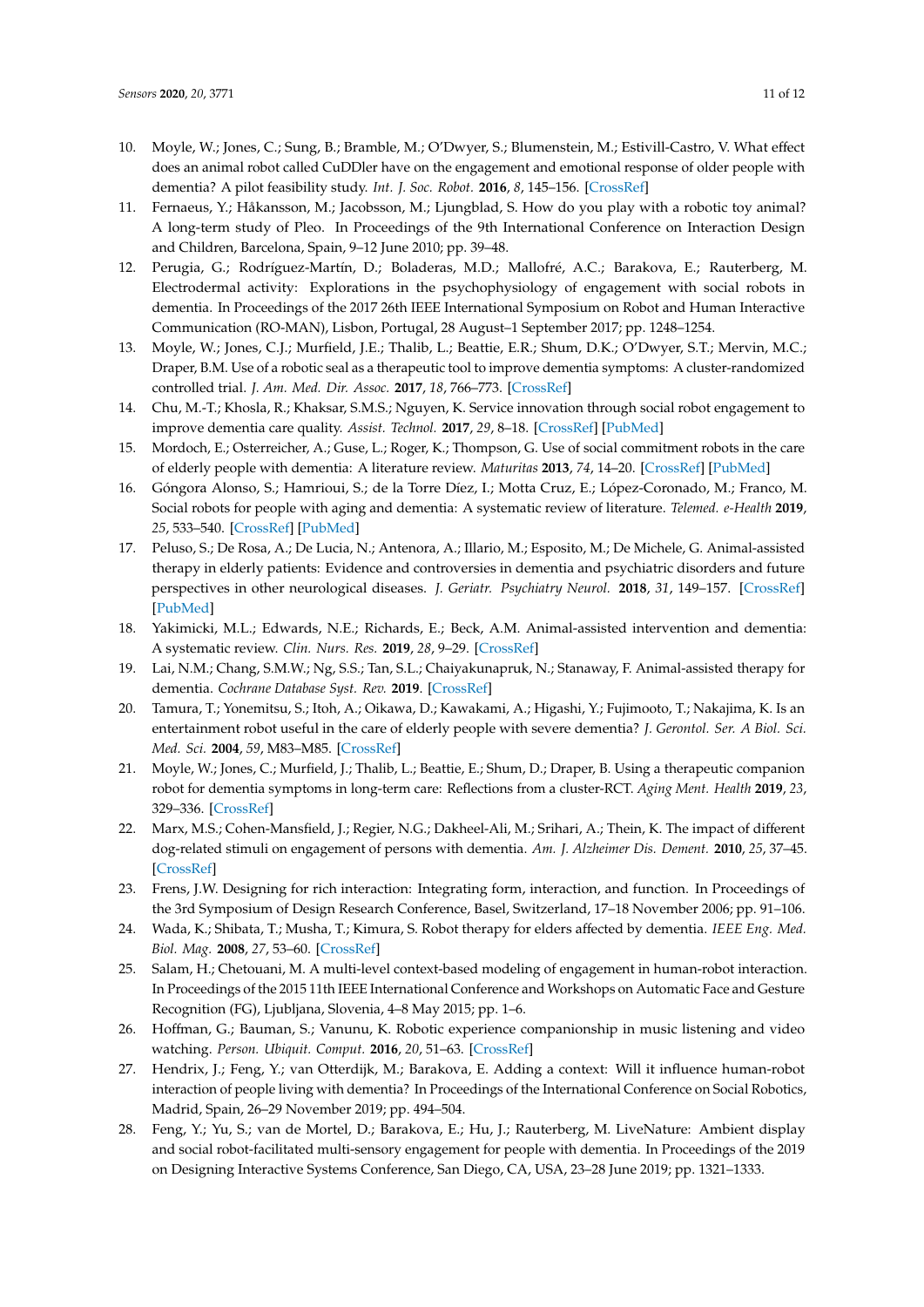10. Moyle, W.; Jones, C.; Sung, B.; Bramble, M.; O'Dwyer, S.; Blumenstein, M.; Estivill-Castro, V. What effect does an animal robot called CuDDler have on the engagement and emotional response of older people with dementia? A pilot feasibility study. *Int. J. Soc. Robot.* **2016**, *8*, 145–156. [CrossRef]
11. Fernaeus, Y.; Håkansson, M.; Jacobsson, M.; Ljungblad, S. How do you play with a robotic toy animal? A long-term study of Pleo. In Proceedings of the 9th International Conference on Interaction Design and Children, Barcelona, Spain, 9–12 June 2010; pp. 39–48.
12. Perugia, G.; Rodríguez-Martín, D.; Boladeras, M.D.; Mallofré, A.C.; Barakova, E.; Rauterberg, M. Electrodermal activity: Explorations in the psychophysiology of engagement with social robots in dementia. In Proceedings of the 2017 26th IEEE International Symposium on Robot and Human Interactive Communication (RO-MAN), Lisbon, Portugal, 28 August–1 September 2017; pp. 1248–1254.
13. Moyle, W.; Jones, C.J.; Murfield, J.E.; Thalib, L.; Beattie, E.R.; Shum, D.K.; O'Dwyer, S.T.; Mervin, M.C.; Draper, B.M. Use of a robotic seal as a therapeutic tool to improve dementia symptoms: A cluster-randomized controlled trial. *J. Am. Med. Dir. Assoc.* **2017**, *18*, 766–773. [CrossRef]
14. Chu, M.-T.; Khosla, R.; Khaksar, S.M.S.; Nguyen, K. Service innovation through social robot engagement to improve dementia care quality. *Assist. Technol.* **2017**, *29*, 8–18. [CrossRef] [PubMed]
15. Mordoch, E.; Osterreicher, A.; Guse, L.; Roger, K.; Thompson, G. Use of social commitment robots in the care of elderly people with dementia: A literature review. *Maturitas* **2013**, *74*, 14–20. [CrossRef] [PubMed]
16. Góngora Alonso, S.; Hamrioui, S.; de la Torre Díez, I.; Motta Cruz, E.; López-Coronado, M.; Franco, M. Social robots for people with aging and dementia: A systematic review of literature. *Telemed. e-Health* **2019**, *25*, 533–540. [CrossRef] [PubMed]
17. Peluso, S.; De Rosa, A.; De Lucia, N.; Antenora, A.; Illario, M.; Esposito, M.; De Michele, G. Animal-assisted therapy in elderly patients: Evidence and controversies in dementia and psychiatric disorders and future perspectives in other neurological diseases. *J. Geriatr. Psychiatry Neurol.* **2018**, *31*, 149–157. [CrossRef] [PubMed]
18. Yakimicki, M.L.; Edwards, N.E.; Richards, E.; Beck, A.M. Animal-assisted intervention and dementia: A systematic review. *Clin. Nurs. Res.* **2019**, *28*, 9–29. [CrossRef]
19. Lai, N.M.; Chang, S.M.W.; Ng, S.S.; Tan, S.L.; Chaiyakunapruk, N.; Stanaway, F. Animal-assisted therapy for dementia. *Cochrane Database Syst. Rev.* **2019**. [CrossRef]
20. Tamura, T.; Yonemitsu, S.; Itoh, A.; Oikawa, D.; Kawakami, A.; Higashi, Y.; Fujimooto, T.; Nakajima, K. Is an entertainment robot useful in the care of elderly people with severe dementia? *J. Gerontol. Ser. A Biol. Sci. Med. Sci.* **2004**, *59*, M83–M85. [CrossRef]
21. Moyle, W.; Jones, C.; Murfield, J.; Thalib, L.; Beattie, E.; Shum, D.; Draper, B. Using a therapeutic companion robot for dementia symptoms in long-term care: Reflections from a cluster-RCT. *Aging Ment. Health* **2019**, *23*, 329–336. [CrossRef]
22. Marx, M.S.; Cohen-Mansfield, J.; Regier, N.G.; Dakheel-Ali, M.; Srihari, A.; Thein, K. The impact of different dog-related stimuli on engagement of persons with dementia. *Am. J. Alzheimer Dis. Dement.* **2010**, *25*, 37–45. [CrossRef]
23. Frens, J.W. Designing for rich interaction: Integrating form, interaction, and function. In Proceedings of the 3rd Symposium of Design Research Conference, Basel, Switzerland, 17–18 November 2006; pp. 91–106.
24. Wada, K.; Shibata, T.; Musha, T.; Kimura, S. Robot therapy for elders affected by dementia. *IEEE Eng. Med. Biol. Mag.* **2008**, *27*, 53–60. [CrossRef]
25. Salam, H.; Chetouani, M. A multi-level context-based modeling of engagement in human-robot interaction. In Proceedings of the 2015 11th IEEE International Conference and Workshops on Automatic Face and Gesture Recognition (FG), Ljubljana, Slovenia, 4–8 May 2015; pp. 1–6.
26. Hoffman, G.; Bauman, S.; Vanunu, K. Robotic experience companionship in music listening and video watching. *Person. Ubiquit. Comput.* **2016**, *20*, 51–63. [CrossRef]
27. Hendrix, J.; Feng, Y.; van Otterdijk, M.; Barakova, E. Adding a context: Will it influence human-robot interaction of people living with dementia? In Proceedings of the International Conference on Social Robotics, Madrid, Spain, 26–29 November 2019; pp. 494–504.
28. Feng, Y.; Yu, S.; van de Mortel, D.; Barakova, E.; Hu, J.; Rauterberg, M. LiveNature: Ambient display and social robot-facilitated multi-sensory engagement for people with dementia. In Proceedings of the 2019 on Designing Interactive Systems Conference, San Diego, CA, USA, 23–28 June 2019; pp. 1321–1333.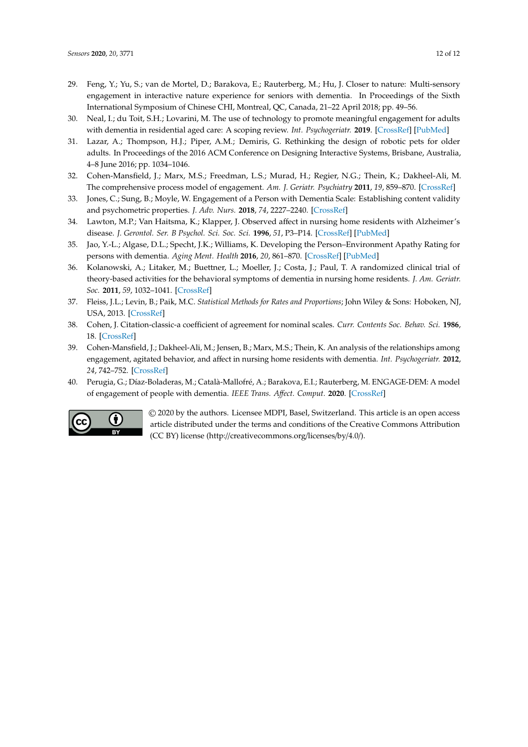29. Feng, Y.; Yu, S.; van de Mortel, D.; Barakova, E.; Rauterberg, M.; Hu, J. Closer to nature: Multi-sensory engagement in interactive nature experience for seniors with dementia. In Proceedings of the Sixth International Symposium of Chinese CHI, Montreal, QC, Canada, 21–22 April 2018; pp. 49–56.
30. Neal, I.; du Toit, S.H.; Lovarini, M. The use of technology to promote meaningful engagement for adults with dementia in residential aged care: A scoping review. *Int. Psychogeriatr.* **2019**. [CrossRef] [PubMed]
31. Lazar, A.; Thompson, H.J.; Piper, A.M.; Demiris, G. Rethinking the design of robotic pets for older adults. In Proceedings of the 2016 ACM Conference on Designing Interactive Systems, Brisbane, Australia, 4–8 June 2016; pp. 1034–1046.
32. Cohen-Mansfield, J.; Marx, M.S.; Freedman, L.S.; Murad, H.; Regier, N.G.; Thein, K.; Dakheel-Ali, M. The comprehensive process model of engagement. *Am. J. Geriatr. Psychiatry* **2011**, *19*, 859–870. [CrossRef]
33. Jones, C.; Sung, B.; Moyle, W. Engagement of a Person with Dementia Scale: Establishing content validity and psychometric properties. *J. Adv. Nurs.* **2018**, *74*, 2227–2240. [CrossRef]
34. Lawton, M.P.; Van Haitsma, K.; Klapper, J. Observed affect in nursing home residents with Alzheimer's disease. *J. Gerontol. Ser. B Psychol. Sci. Soc. Sci.* **1996**, *51*, P3–P14. [CrossRef] [PubMed]
35. Jao, Y.-L.; Algase, D.L.; Specht, J.K.; Williams, K. Developing the Person–Environment Apathy Rating for persons with dementia. *Aging Ment. Health* **2016**, *20*, 861–870. [CrossRef] [PubMed]
36. Kolanowski, A.; Litaker, M.; Buettner, L.; Moeller, J.; Costa, J.; Paul, T. A randomized clinical trial of theory-based activities for the behavioral symptoms of dementia in nursing home residents. *J. Am. Geriatr. Soc.* **2011**, *59*, 1032–1041. [CrossRef]
37. Fleiss, J.L.; Levin, B.; Paik, M.C. *Statistical Methods for Rates and Proportions*; John Wiley & Sons: Hoboken, NJ, USA, 2013. [CrossRef]
38. Cohen, J. Citation-classic-a coefficient of agreement for nominal scales. *Curr. Contents Soc. Behav. Sci.* **1986**, 18. [CrossRef]
39. Cohen-Mansfield, J.; Dakheel-Ali, M.; Jensen, B.; Marx, M.S.; Thein, K. An analysis of the relationships among engagement, agitated behavior, and affect in nursing home residents with dementia. *Int. Psychogeriatr.* **2012**, *24*, 742–752. [CrossRef]
40. Perugia, G.; Díaz-Boladeras, M.; Català-Mallofré, A.; Barakova, E.I.; Rauterberg, M. ENGAGE-DEM: A model of engagement of people with dementia. *IEEE Trans. Affect. Comput.* **2020**. [CrossRef]

© 2020 by the authors. Licensee MDPI, Basel, Switzerland. This article is an open access article distributed under the terms and conditions of the Creative Commons Attribution (CC BY) license (http://creativecommons.org/licenses/by/4.0/).